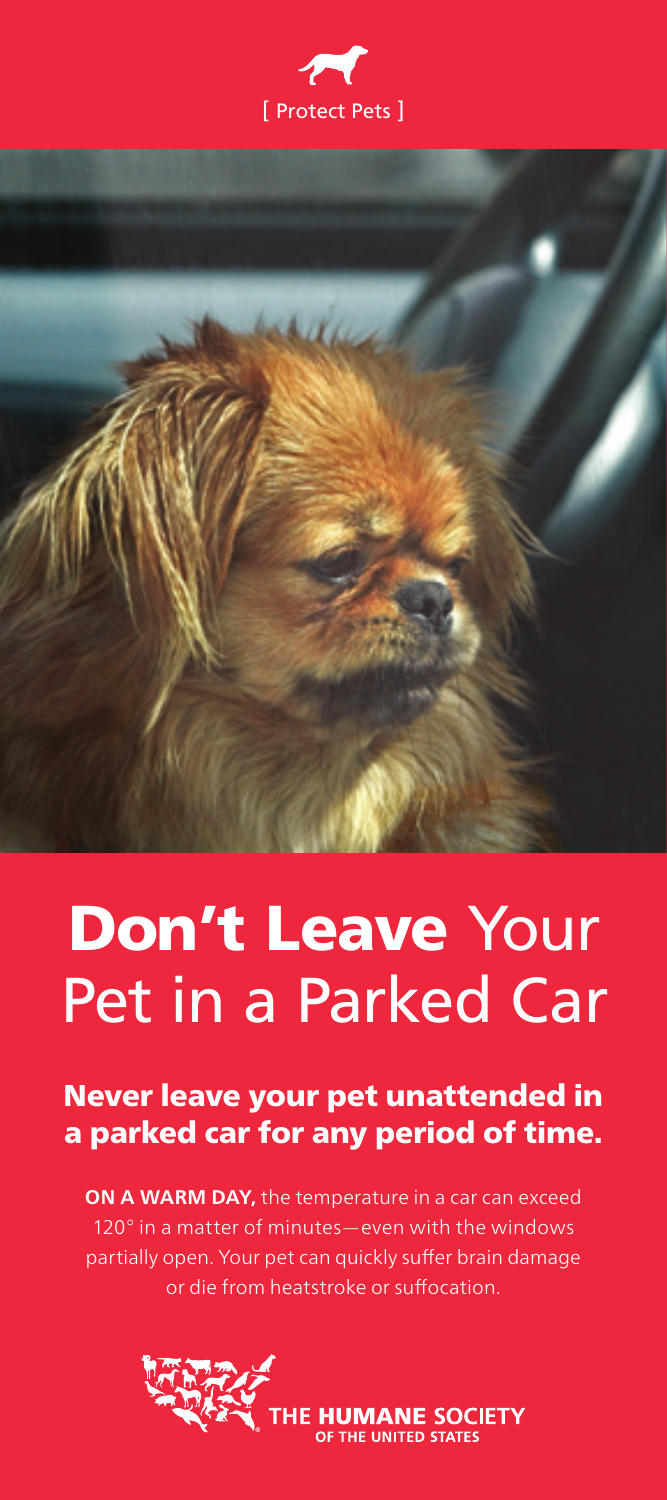[ Protect Pets ]

# Don't Leave Your Pet in a Parked Car

## Never leave your pet unattended in a parked car for any period of time.

**ON A WARM DAY,** the temperature in a car can exceed 120° in a matter of minutes—even with the windows partially open. Your pet can quickly suffer brain damage or die from heatstroke or suffocation.

THE HUMANE SOCIETY OF THE UNITED STATES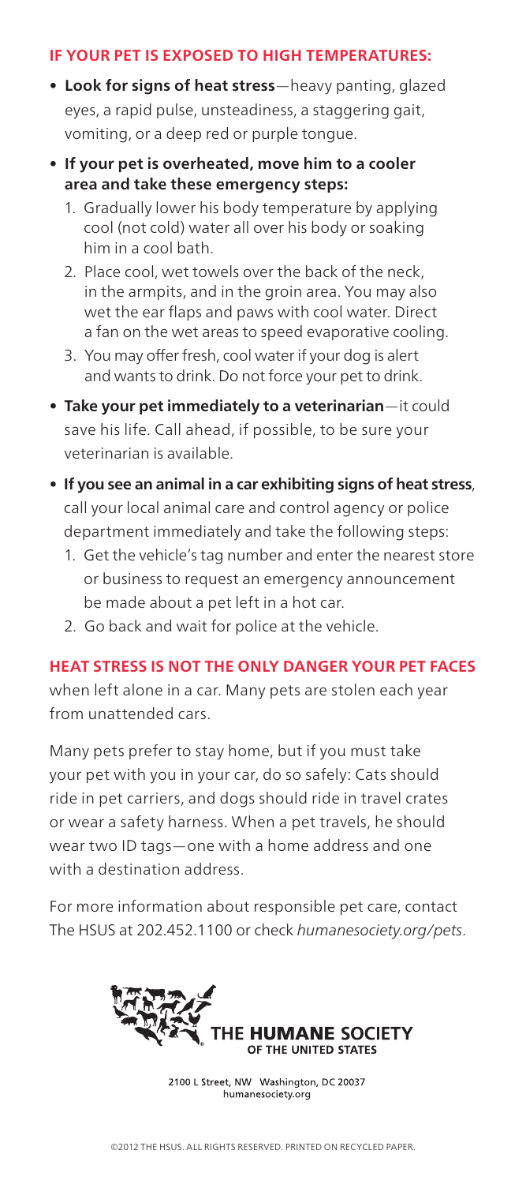## IF YOUR PET IS EXPOSED TO HIGH TEMPERATURES:

- **Look for signs of heat stress**—heavy panting, glazed eyes, a rapid pulse, unsteadiness, a staggering gait, vomiting, or a deep red or purple tongue.
- **If your pet is overheated, move him to a cooler area and take these emergency steps:**
  1. Gradually lower his body temperature by applying cool (not cold) water all over his body or soaking him in a cool bath.
  2. Place cool, wet towels over the back of the neck, in the armpits, and in the groin area. You may also wet the ear flaps and paws with cool water. Direct a fan on the wet areas to speed evaporative cooling.
  3. You may offer fresh, cool water if your dog is alert and wants to drink. Do not force your pet to drink.
- **Take your pet immediately to a veterinarian**—it could save his life. Call ahead, if possible, to be sure your veterinarian is available.
- **If you see an animal in a car exhibiting signs of heat stress**, call your local animal care and control agency or police department immediately and take the following steps:
  1. Get the vehicle's tag number and enter the nearest store or business to request an emergency announcement be made about a pet left in a hot car.
  2. Go back and wait for police at the vehicle.

**HEAT STRESS IS NOT THE ONLY DANGER YOUR PET FACES** when left alone in a car. Many pets are stolen each year from unattended cars.

Many pets prefer to stay home, but if you must take your pet with you in your car, do so safely: Cats should ride in pet carriers, and dogs should ride in travel crates or wear a safety harness. When a pet travels, he should wear two ID tags—one with a home address and one with a destination address.

For more information about responsible pet care, contact The HSUS at 202.452.1100 or check *humanesociety.org/pets*.

THE HUMANE SOCIETY OF THE UNITED STATES

2100 L Street, NW Washington, DC 20037
humanesociety.org

©2012 THE HSUS. ALL RIGHTS RESERVED. PRINTED ON RECYCLED PAPER.